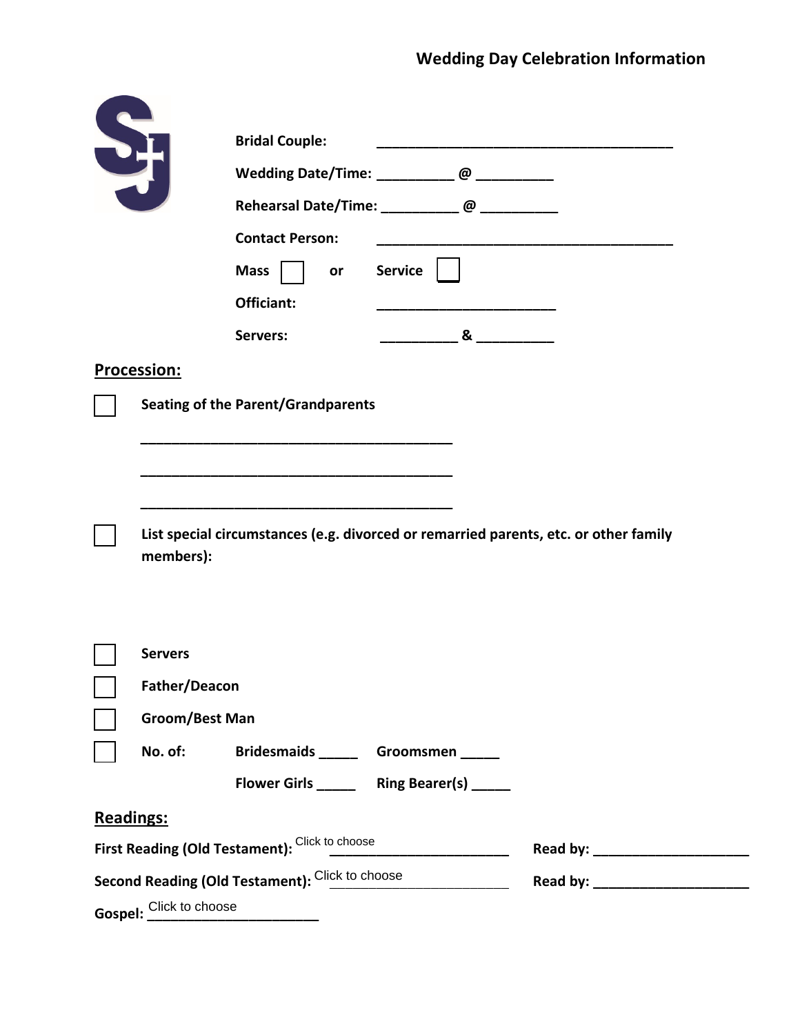# Wedding Day Celebration Information

**Bridal Couple:** ________________________________________

**Wedding Date/Time:** __________ @ __________

**Rehearsal Date/Time:** __________ @ __________

**Contact Person:** ________________________________________

**Mass** ☐ **or** **Service** ☐

**Officiant:** ________________________

**Servers:** __________ & __________

## Procession:

☐ **Seating of the Parent/Grandparents**

__________________________________________

__________________________________________

__________________________________________

☐ **List special circumstances (e.g. divorced or remarried parents, etc. or other family members):**

☐ **Servers**

☐ **Father/Deacon**

☐ **Groom/Best Man**

☐ **No. of:** **Bridesmaids** _____ **Groomsmen** _____

**Flower Girls** _____ **Ring Bearer(s)** _____

## Readings:

**First Reading (Old Testament):** Click to choose ________________________ **Read by:** _____________________

**Second Reading (Old Testament):** Click to choose ________________________ **Read by:** _____________________

**Gospel:** Click to choose _______________________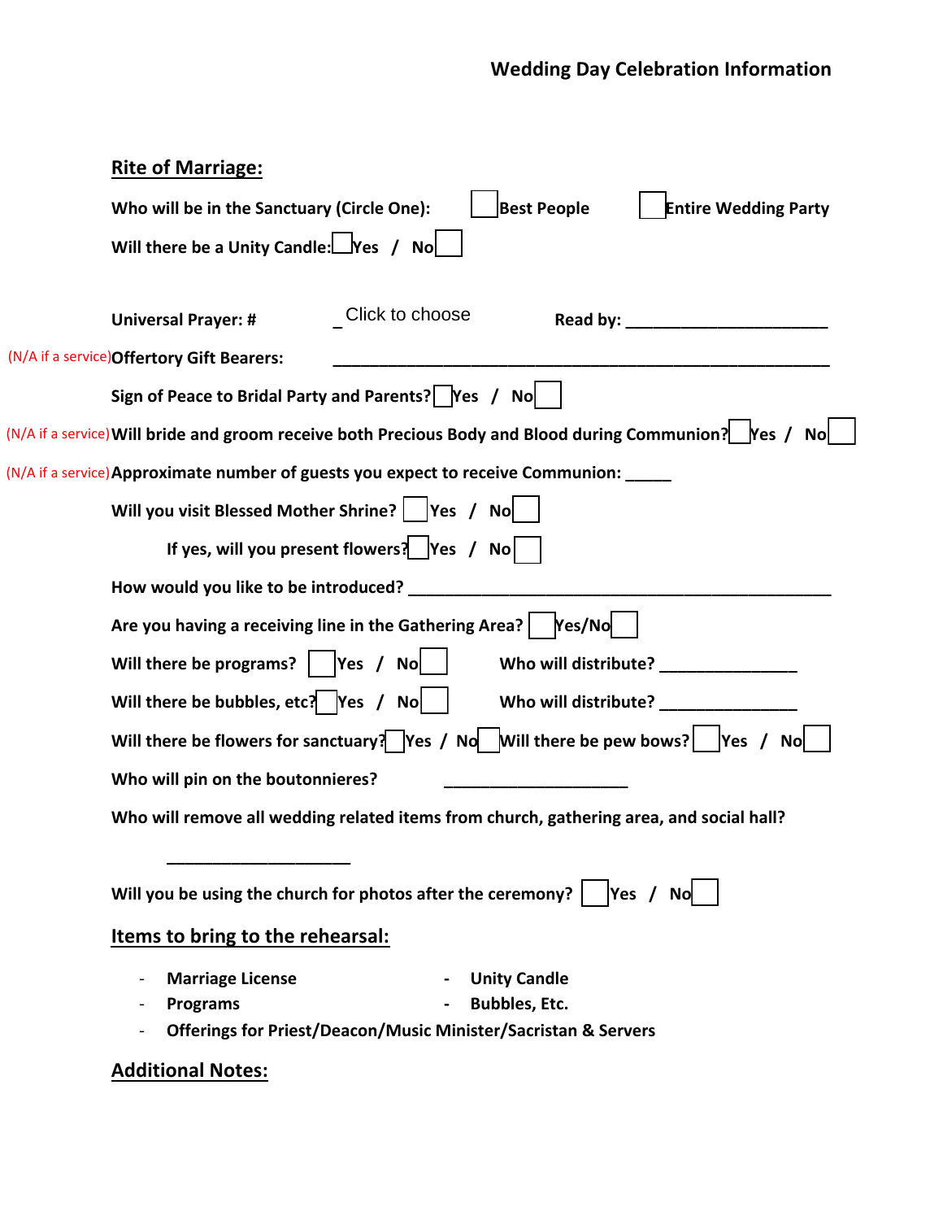**Wedding Day Celebration Information**

## Rite of Marriage:

**Who will be in the Sanctuary (Circle One):** ☐ **Best People** ☐ **Entire Wedding Party**

**Will there be a Unity Candle:** ☐ **Yes / No** ☐

**Universal Prayer: #** _ Click to choose **Read by:** ______________________

(N/A if a service) **Offertory Gift Bearers:** ____________________________________________________________

**Sign of Peace to Bridal Party and Parents?** ☐ **Yes / No** ☐

(N/A if a service) **Will bride and groom receive both Precious Body and Blood during Communion?** ☐ **Yes / No** ☐

(N/A if a service) **Approximate number of guests you expect to receive Communion:** _____

**Will you visit Blessed Mother Shrine?** ☐ **Yes / No** ☐

**If yes, will you present flowers?** ☐ **Yes / No** ☐

**How would you like to be introduced?** ________________________________________________

**Are you having a receiving line in the Gathering Area?** ☐ **Yes/No** ☐

**Will there be programs?** ☐ **Yes / No** ☐ **Who will distribute?** _______________

**Will there be bubbles, etc?** ☐ **Yes / No** ☐ **Who will distribute?** _______________

**Will there be flowers for sanctuary?** ☐ **Yes / No** ☐ **Will there be pew bows?** ☐ **Yes / No** ☐

**Who will pin on the boutonnieres?** _____________________

**Who will remove all wedding related items from church, gathering area, and social hall?**

_____________________

**Will you be using the church for photos after the ceremony?** ☐ **Yes / No** ☐

## Items to bring to the rehearsal:

- **Marriage License**
- **Unity Candle**
- **Programs**
- **Bubbles, Etc.**
- **Offerings for Priest/Deacon/Music Minister/Sacristan & Servers**

## Additional Notes: